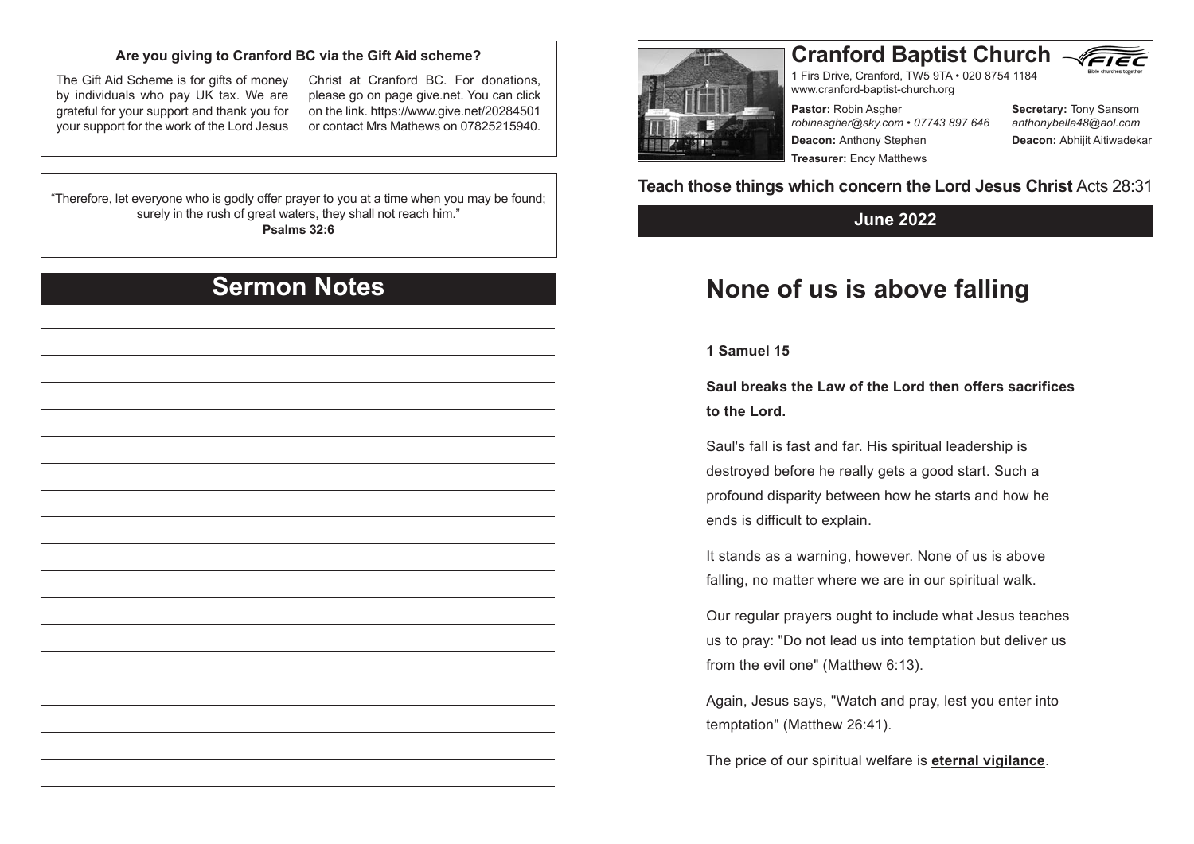**Are you giving to Cranford BC via the Gift Aid scheme?**

The Gift Aid Scheme is for gifts of money by individuals who pay UK tax. We are grateful for your support and thank you for your support for the work of the Lord Jesus Christ at Cranford BC. For donations, please go on page give.net. You can click on the link. https://www.give.net/20284501 or contact Mrs Mathews on 07825215940.

"Therefore, let everyone who is godly offer prayer to you at a time when you may be found; surely in the rush of great waters, they shall not reach him."
**Psalms 32:6**

## Sermon Notes

# Cranford Baptist Church

1 Firs Drive, Cranford, TW5 9TA • 020 8754 1184
www.cranford-baptist-church.org

**Pastor:** Robin Asgher
*robinasgher@sky.com • 07743 897 646*

**Secretary:** Tony Sansom
*anthonybella48@aol.com*

**Deacon:** Anthony Stephen

**Deacon:** Abhijit Aitiwadekar

**Treasurer:** Ency Matthews

**Teach those things which concern the Lord Jesus Christ** Acts 28:31

**June 2022**

## None of us is above falling

**1 Samuel 15**

**Saul breaks the Law of the Lord then offers sacrifices to the Lord.**

Saul's fall is fast and far. His spiritual leadership is destroyed before he really gets a good start. Such a profound disparity between how he starts and how he ends is difficult to explain.

It stands as a warning, however. None of us is above falling, no matter where we are in our spiritual walk.

Our regular prayers ought to include what Jesus teaches us to pray: "Do not lead us into temptation but deliver us from the evil one" (Matthew 6:13).

Again, Jesus says, "Watch and pray, lest you enter into temptation" (Matthew 26:41).

The price of our spiritual welfare is **eternal vigilance**.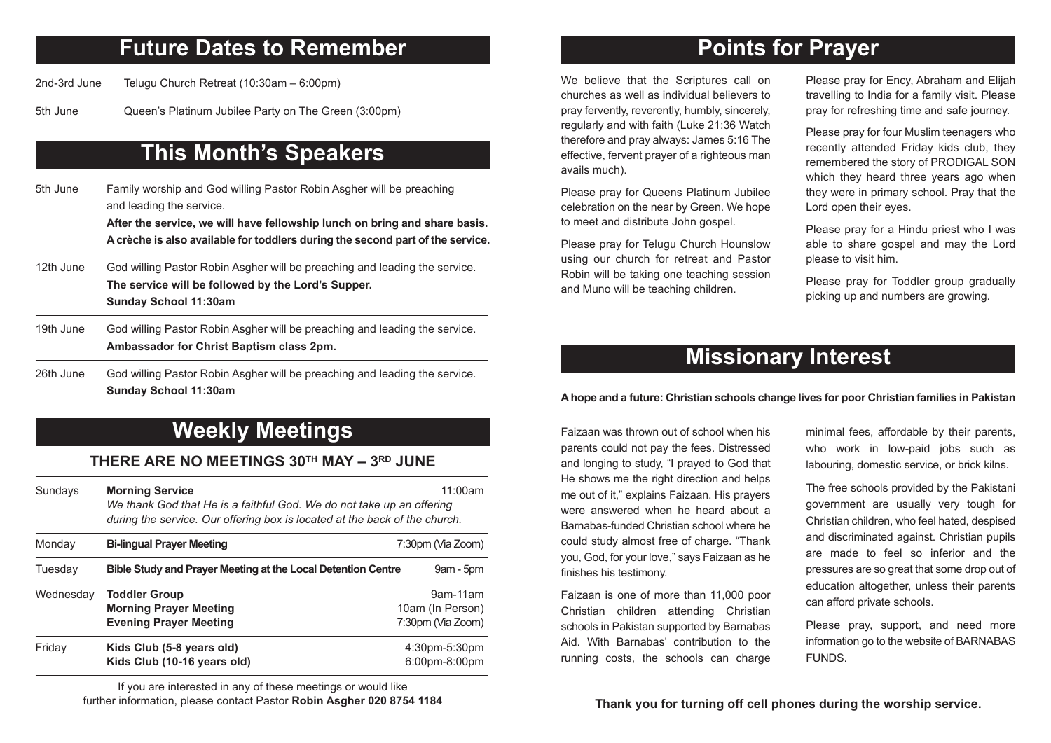## Future Dates to Remember

| | |
|---|---|
| 2nd-3rd June | Telugu Church Retreat (10:30am – 6:00pm) |
| 5th June | Queen's Platinum Jubilee Party on The Green (3:00pm) |

## This Month's Speakers

| | |
|---|---|
| 5th June | Family worship and God willing Pastor Robin Asgher will be preaching and leading the service. **After the service, we will have fellowship lunch on bring and share basis. A crèche is also available for toddlers during the second part of the service.** |
| 12th June | God willing Pastor Robin Asgher will be preaching and leading the service. **The service will be followed by the Lord's Supper.** **Sunday School 11:30am** |
| 19th June | God willing Pastor Robin Asgher will be preaching and leading the service. **Ambassador for Christ Baptism class 2pm.** |
| 26th June | God willing Pastor Robin Asgher will be preaching and leading the service. **Sunday School 11:30am** |

## Weekly Meetings

### THERE ARE NO MEETINGS 30TH MAY – 3RD JUNE

| | | |
|---|---|---|
| Sundays | **Morning Service** *We thank God that He is a faithful God. We do not take up an offering during the service. Our offering box is located at the back of the church.* | 11:00am |
| Monday | **Bi-lingual Prayer Meeting** | 7:30pm (Via Zoom) |
| Tuesday | **Bible Study and Prayer Meeting at the Local Detention Centre** | 9am - 5pm |
| Wednesday | **Toddler Group** | 9am-11am |
| | **Morning Prayer Meeting** | 10am (In Person) |
| | **Evening Prayer Meeting** | 7:30pm (Via Zoom) |
| Friday | **Kids Club (5-8 years old)** | 4:30pm-5:30pm |
| | **Kids Club (10-16 years old)** | 6:00pm-8:00pm |

If you are interested in any of these meetings or would like further information, please contact Pastor **Robin Asgher 020 8754 1184**

## Points for Prayer

We believe that the Scriptures call on churches as well as individual believers to pray fervently, reverently, humbly, sincerely, regularly and with faith (Luke 21:36 Watch therefore and pray always: James 5:16 The effective, fervent prayer of a righteous man avails much).

Please pray for Queens Platinum Jubilee celebration on the near by Green. We hope to meet and distribute John gospel.

Please pray for Telugu Church Hounslow using our church for retreat and Pastor Robin will be taking one teaching session and Muno will be teaching children.

Please pray for Ency, Abraham and Elijah travelling to India for a family visit. Please pray for refreshing time and safe journey.

Please pray for four Muslim teenagers who recently attended Friday kids club, they remembered the story of PRODIGAL SON which they heard three years ago when they were in primary school. Pray that the Lord open their eyes.

Please pray for a Hindu priest who I was able to share gospel and may the Lord please to visit him.

Please pray for Toddler group gradually picking up and numbers are growing.

## Missionary Interest

**A hope and a future: Christian schools change lives for poor Christian families in Pakistan**

Faizaan was thrown out of school when his parents could not pay the fees. Distressed and longing to study, "I prayed to God that He shows me the right direction and helps me out of it," explains Faizaan. His prayers were answered when he heard about a Barnabas-funded Christian school where he could study almost free of charge. "Thank you, God, for your love," says Faizaan as he finishes his testimony.

Faizaan is one of more than 11,000 poor Christian children attending Christian schools in Pakistan supported by Barnabas Aid. With Barnabas' contribution to the running costs, the schools can charge minimal fees, affordable by their parents, who work in low-paid jobs such as labouring, domestic service, or brick kilns.

The free schools provided by the Pakistani government are usually very tough for Christian children, who feel hated, despised and discriminated against. Christian pupils are made to feel so inferior and the pressures are so great that some drop out of education altogether, unless their parents can afford private schools.

Please pray, support, and need more information go to the website of BARNABAS FUNDS.

**Thank you for turning off cell phones during the worship service.**